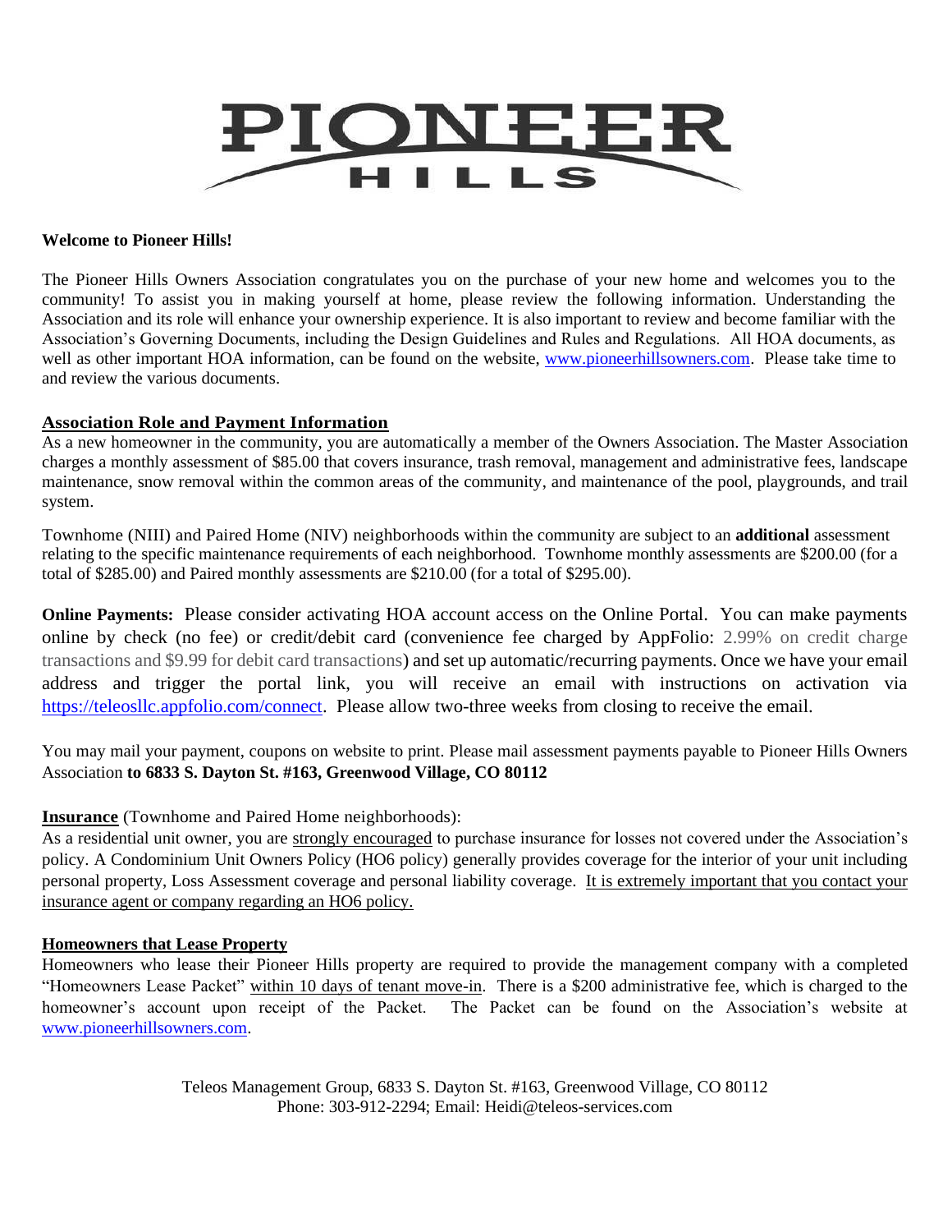# PIONEER HILLS

**Welcome to Pioneer Hills!**

The Pioneer Hills Owners Association congratulates you on the purchase of your new home and welcomes you to the community! To assist you in making yourself at home, please review the following information. Understanding the Association and its role will enhance your ownership experience. It is also important to review and become familiar with the Association's Governing Documents, including the Design Guidelines and Rules and Regulations. All HOA documents, as well as other important HOA information, can be found on the website, www.pioneerhillsowners.com. Please take time to and review the various documents.

## Association Role and Payment Information

As a new homeowner in the community, you are automatically a member of the Owners Association. The Master Association charges a monthly assessment of $85.00 that covers insurance, trash removal, management and administrative fees, landscape maintenance, snow removal within the common areas of the community, and maintenance of the pool, playgrounds, and trail system.

Townhome (NIII) and Paired Home (NIV) neighborhoods within the community are subject to an **additional** assessment relating to the specific maintenance requirements of each neighborhood. Townhome monthly assessments are $200.00 (for a total of $285.00) and Paired monthly assessments are $210.00 (for a total of $295.00).

**Online Payments:** Please consider activating HOA account access on the Online Portal. You can make payments online by check (no fee) or credit/debit card (convenience fee charged by AppFolio: 2.99% on credit charge transactions and $9.99 for debit card transactions) and set up automatic/recurring payments. Once we have your email address and trigger the portal link, you will receive an email with instructions on activation via https://teleosllc.appfolio.com/connect. Please allow two-three weeks from closing to receive the email.

You may mail your payment, coupons on website to print. Please mail assessment payments payable to Pioneer Hills Owners Association **to 6833 S. Dayton St. #163, Greenwood Village, CO 80112**

## Insurance (Townhome and Paired Home neighborhoods):

As a residential unit owner, you are strongly encouraged to purchase insurance for losses not covered under the Association's policy. A Condominium Unit Owners Policy (HO6 policy) generally provides coverage for the interior of your unit including personal property, Loss Assessment coverage and personal liability coverage. It is extremely important that you contact your insurance agent or company regarding an HO6 policy.

## Homeowners that Lease Property

Homeowners who lease their Pioneer Hills property are required to provide the management company with a completed "Homeowners Lease Packet" within 10 days of tenant move-in. There is a $200 administrative fee, which is charged to the homeowner's account upon receipt of the Packet. The Packet can be found on the Association's website at www.pioneerhillsowners.com.

Teleos Management Group, 6833 S. Dayton St. #163, Greenwood Village, CO 80112
Phone: 303-912-2294; Email: Heidi@teleos-services.com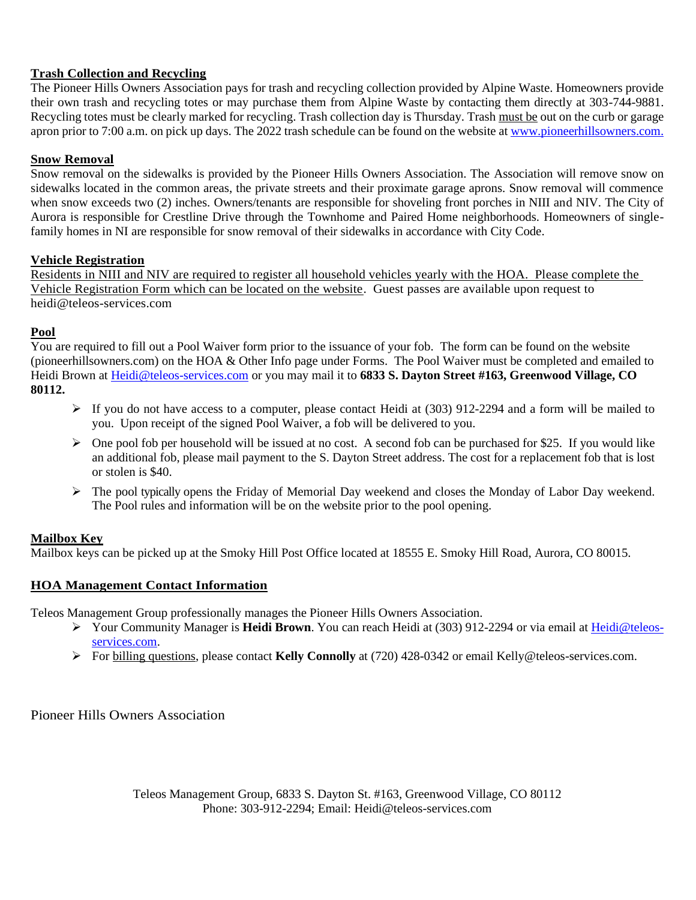**Trash Collection and Recycling**

The Pioneer Hills Owners Association pays for trash and recycling collection provided by Alpine Waste. Homeowners provide their own trash and recycling totes or may purchase them from Alpine Waste by contacting them directly at 303-744-9881. Recycling totes must be clearly marked for recycling. Trash collection day is Thursday. Trash must be out on the curb or garage apron prior to 7:00 a.m. on pick up days. The 2022 trash schedule can be found on the website at www.pioneerhillsowners.com.

**Snow Removal**

Snow removal on the sidewalks is provided by the Pioneer Hills Owners Association. The Association will remove snow on sidewalks located in the common areas, the private streets and their proximate garage aprons. Snow removal will commence when snow exceeds two (2) inches. Owners/tenants are responsible for shoveling front porches in NIII and NIV. The City of Aurora is responsible for Crestline Drive through the Townhome and Paired Home neighborhoods. Homeowners of single-family homes in NI are responsible for snow removal of their sidewalks in accordance with City Code.

**Vehicle Registration**

Residents in NIII and NIV are required to register all household vehicles yearly with the HOA. Please complete the Vehicle Registration Form which can be located on the website. Guest passes are available upon request to heidi@teleos-services.com

**Pool**

You are required to fill out a Pool Waiver form prior to the issuance of your fob. The form can be found on the website (pioneerhillsowners.com) on the HOA & Other Info page under Forms. The Pool Waiver must be completed and emailed to Heidi Brown at Heidi@teleos-services.com or you may mail it to **6833 S. Dayton Street #163, Greenwood Village, CO 80112.**

- If you do not have access to a computer, please contact Heidi at (303) 912-2294 and a form will be mailed to you. Upon receipt of the signed Pool Waiver, a fob will be delivered to you.
- One pool fob per household will be issued at no cost. A second fob can be purchased for $25. If you would like an additional fob, please mail payment to the S. Dayton Street address. The cost for a replacement fob that is lost or stolen is $40.
- The pool typically opens the Friday of Memorial Day weekend and closes the Monday of Labor Day weekend. The Pool rules and information will be on the website prior to the pool opening.

**Mailbox Key**

Mailbox keys can be picked up at the Smoky Hill Post Office located at 18555 E. Smoky Hill Road, Aurora, CO 80015.

**HOA Management Contact Information**

Teleos Management Group professionally manages the Pioneer Hills Owners Association.

- Your Community Manager is **Heidi Brown**. You can reach Heidi at (303) 912-2294 or via email at Heidi@teleos-services.com.
- For billing questions, please contact **Kelly Connolly** at (720) 428-0342 or email Kelly@teleos-services.com.

Pioneer Hills Owners Association

Teleos Management Group, 6833 S. Dayton St. #163, Greenwood Village, CO 80112
Phone: 303-912-2294; Email: Heidi@teleos-services.com